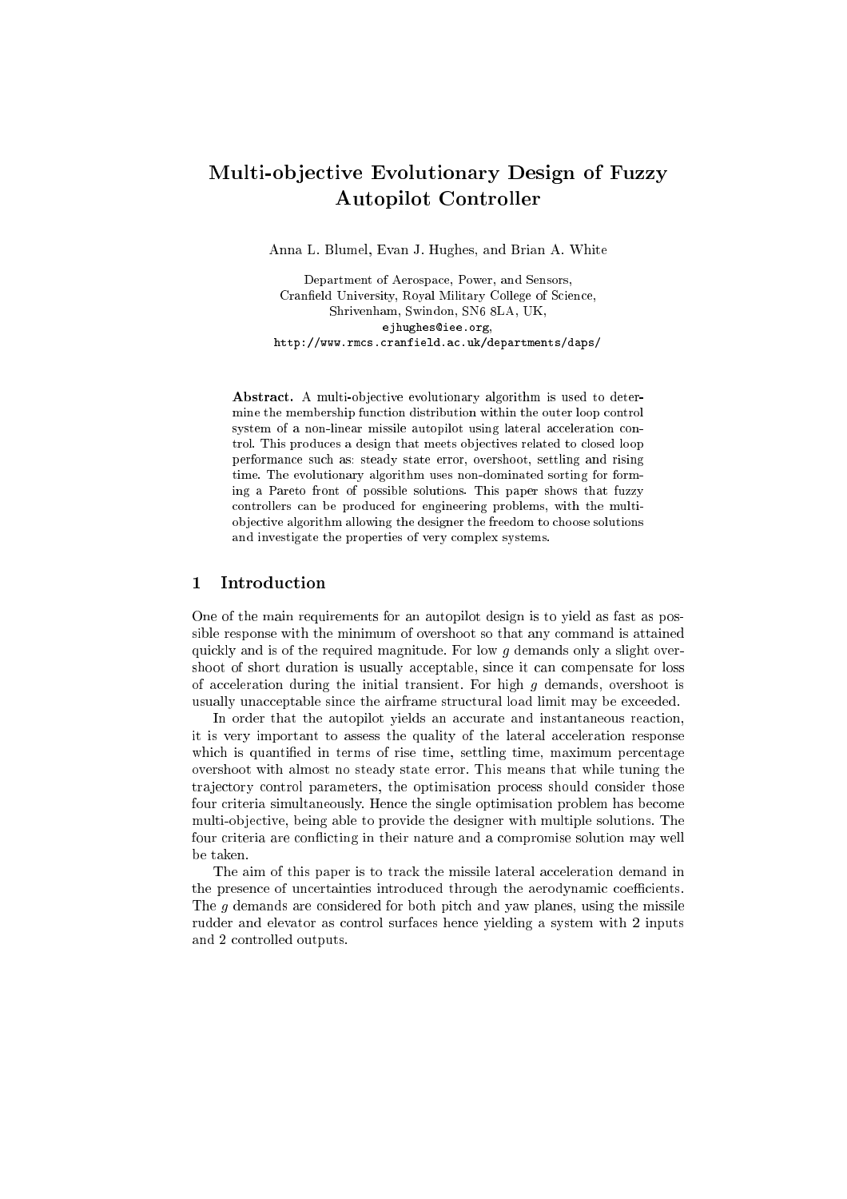# Multi-objective Evolutionary Design of Fuzzy Autopilot Controller

Anna L. Blumel, Evan J. Hughes, and Brian A. White

Department of Aerospace, Power, and Sensors,
Cranfield University, Royal Military College of Science,
Shrivenham, Swindon, SN6 8LA, UK,
ejhughes@iee.org,
http://www.rmcs.cranfield.ac.uk/departments/daps/

**Abstract.** A multi-objective evolutionary algorithm is used to determine the membership function distribution within the outer loop control system of a non-linear missile autopilot using lateral acceleration control. This produces a design that meets objectives related to closed loop performance such as: steady state error, overshoot, settling and rising time. The evolutionary algorithm uses non-dominated sorting for forming a Pareto front of possible solutions. This paper shows that fuzzy controllers can be produced for engineering problems, with the multi-objective algorithm allowing the designer the freedom to choose solutions and investigate the properties of very complex systems.

## 1 Introduction

One of the main requirements for an autopilot design is to yield as fast as possible response with the minimum of overshoot so that any command is attained quickly and is of the required magnitude. For low $g$ demands only a slight overshoot of short duration is usually acceptable, since it can compensate for loss of acceleration during the initial transient. For high $g$ demands, overshoot is usually unacceptable since the airframe structural load limit may be exceeded.

In order that the autopilot yields an accurate and instantaneous reaction, it is very important to assess the quality of the lateral acceleration response which is quantified in terms of rise time, settling time, maximum percentage overshoot with almost no steady state error. This means that while tuning the trajectory control parameters, the optimisation process should consider those four criteria simultaneously. Hence the single optimisation problem has become multi-objective, being able to provide the designer with multiple solutions. The four criteria are conflicting in their nature and a compromise solution may well be taken.

The aim of this paper is to track the missile lateral acceleration demand in the presence of uncertainties introduced through the aerodynamic coefficients. The $g$ demands are considered for both pitch and yaw planes, using the missile rudder and elevator as control surfaces hence yielding a system with 2 inputs and 2 controlled outputs.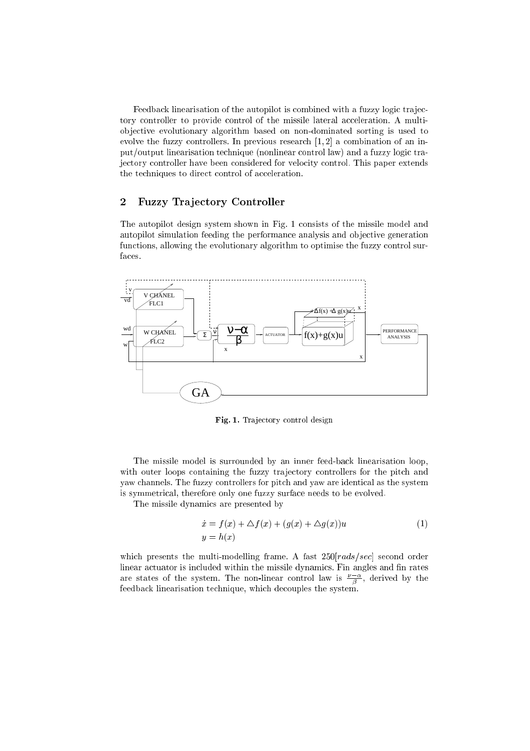Feedback linearisation of the autopilot is combined with a fuzzy logic trajectory controller to provide control of the missile lateral acceleration. A multi-objective evolutionary algorithm based on non-dominated sorting is used to evolve the fuzzy controllers. In previous research [1, 2] a combination of an input/output linearisation technique (nonlinear control law) and a fuzzy logic trajectory controller have been considered for velocity control. This paper extends the techniques to direct control of acceleration.

## 2 Fuzzy Trajectory Controller

The autopilot design system shown in Fig. 1 consists of the missile model and autopilot simulation feeding the performance analysis and objective generation functions, allowing the evolutionary algorithm to optimise the fuzzy control surfaces.

**Fig. 1.** Trajectory control design

The missile model is surrounded by an inner feed-back linearisation loop, with outer loops containing the fuzzy trajectory controllers for the pitch and yaw channels. The fuzzy controllers for pitch and yaw are identical as the system is symmetrical, therefore only one fuzzy surface needs to be evolved.

The missile dynamics are presented by

$$\begin{aligned} \dot{x} &= f(x) + \triangle f(x) + (g(x) + \triangle g(x))u \\ y &= h(x) \end{aligned} \tag{1}$$

which presents the multi-modelling frame. A fast $250[rads/sec]$ second order linear actuator is included within the missile dynamics. Fin angles and fin rates are states of the system. The non-linear control law is $\frac{\nu - \alpha}{\beta}$, derived by the feedback linearisation technique, which decouples the system.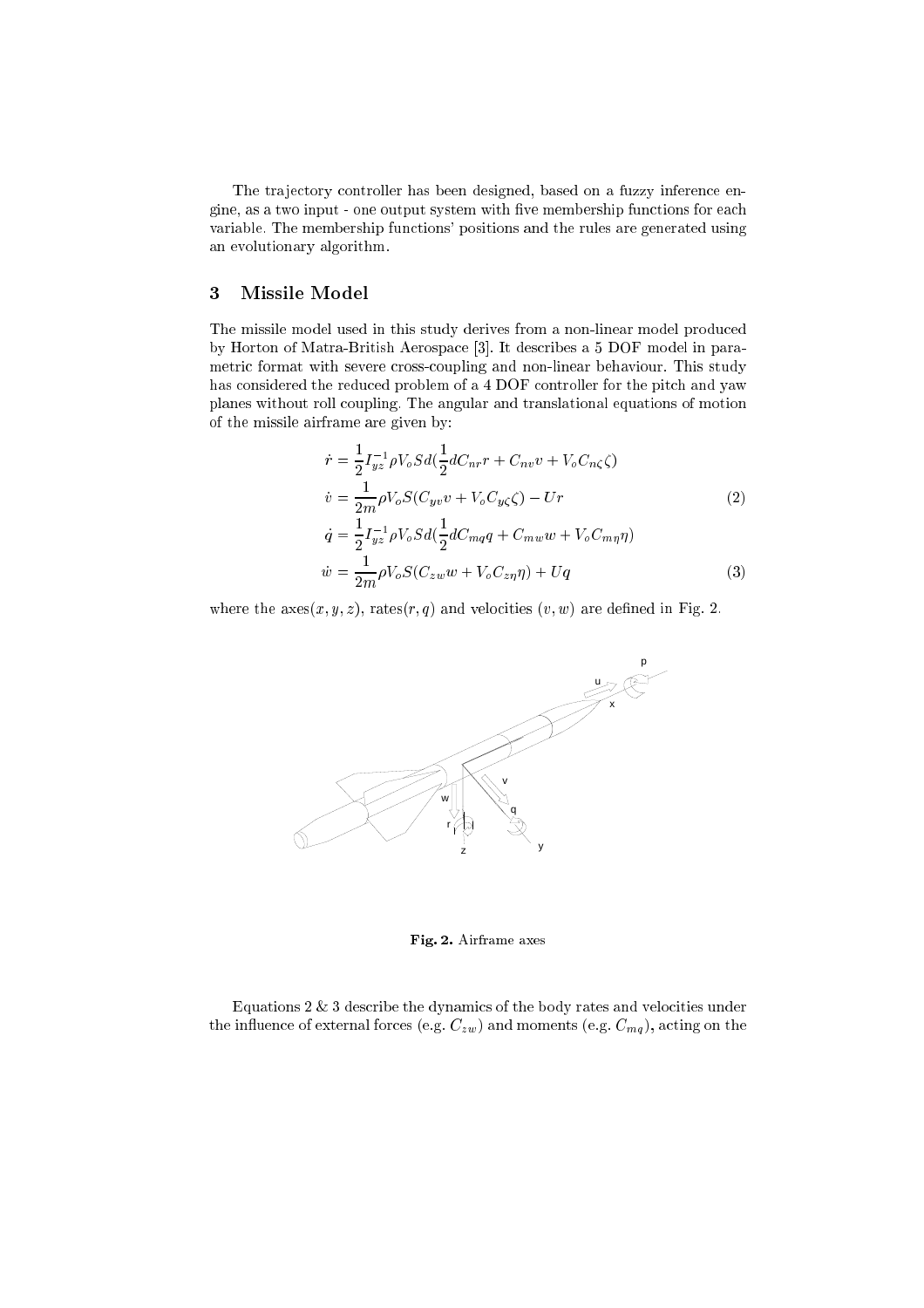The trajectory controller has been designed, based on a fuzzy inference engine, as a two input - one output system with five membership functions for each variable. The membership functions' positions and the rules are generated using an evolutionary algorithm.

## 3 Missile Model

The missile model used in this study derives from a non-linear model produced by Horton of Matra-British Aerospace [3]. It describes a 5 DOF model in parametric format with severe cross-coupling and non-linear behaviour. This study has considered the reduced problem of a 4 DOF controller for the pitch and yaw planes without roll coupling. The angular and translational equations of motion of the missile airframe are given by:

$$
\begin{aligned}
\dot{r} &= \frac{1}{2} I_{yz}^{-1} \rho V_o S d \left(\frac{1}{2} d C_{nr} r + C_{nv} v + V_o C_{n\zeta} \zeta\right) \\
\dot{v} &= \frac{1}{2m} \rho V_o S (C_{yv} v + V_o C_{y\zeta} \zeta) - U r \qquad (2)
\end{aligned}
$$

$$
\begin{aligned}
\dot{q} &= \frac{1}{2} I_{yz}^{-1} \rho V_o S d \left(\frac{1}{2} d C_{mq} q + C_{mw} w + V_o C_{m\eta} \eta\right) \\
\dot{w} &= \frac{1}{2m} \rho V_o S (C_{zw} w + V_o C_{z\eta} \eta) + U q \qquad (3)
\end{aligned}
$$

where the axes$(x, y, z)$, rates$(r, q)$ and velocities $(v, w)$ are defined in Fig. 2.

**Fig. 2.** Airframe axes

Equations 2 & 3 describe the dynamics of the body rates and velocities under the influence of external forces (e.g. $C_{zw}$) and moments (e.g. $C_{mq}$), acting on the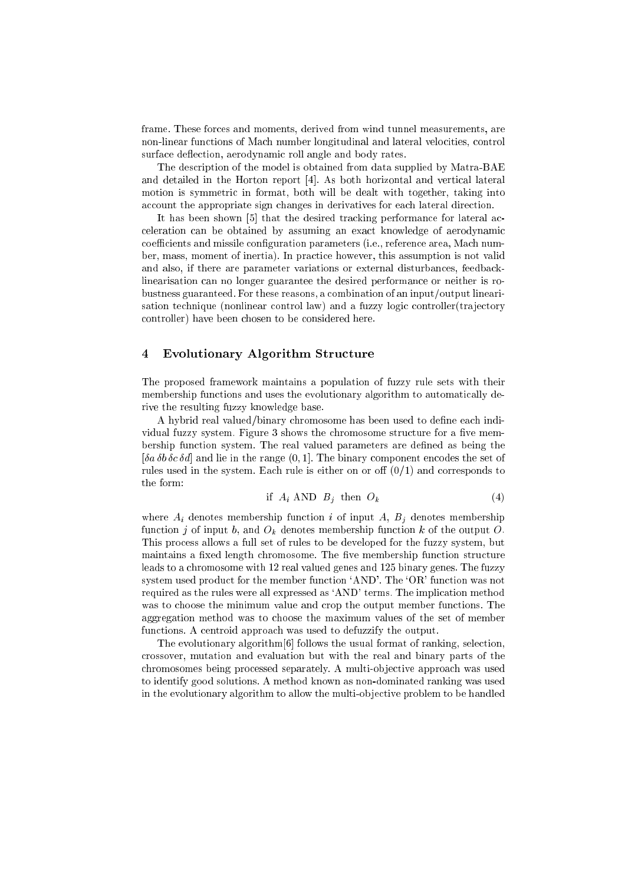frame. These forces and moments, derived from wind tunnel measurements, are non-linear functions of Mach number longitudinal and lateral velocities, control surface deflection, aerodynamic roll angle and body rates.

The description of the model is obtained from data supplied by Matra-BAE and detailed in the Horton report [4]. As both horizontal and vertical lateral motion is symmetric in format, both will be dealt with together, taking into account the appropriate sign changes in derivatives for each lateral direction.

It has been shown [5] that the desired tracking performance for lateral acceleration can be obtained by assuming an exact knowledge of aerodynamic coefficients and missile configuration parameters (i.e., reference area, Mach number, mass, moment of inertia). In practice however, this assumption is not valid and also, if there are parameter variations or external disturbances, feedback-linearisation can no longer guarantee the desired performance or neither is robustness guaranteed. For these reasons, a combination of an input/output linearisation technique (nonlinear control law) and a fuzzy logic controller(trajectory controller) have been chosen to be considered here.

## 4 Evolutionary Algorithm Structure

The proposed framework maintains a population of fuzzy rule sets with their membership functions and uses the evolutionary algorithm to automatically derive the resulting fuzzy knowledge base.

A hybrid real valued/binary chromosome has been used to define each individual fuzzy system. Figure 3 shows the chromosome structure for a five membership function system. The real valued parameters are defined as being the $[\delta a\, \delta b\, \delta c\, \delta d]$ and lie in the range $(0, 1]$. The binary component encodes the set of rules used in the system. Each rule is either on or off (0/1) and corresponds to the form:

$$\text{if } A_i \text{ AND } B_j \text{ then } O_k \tag{4}$$

where $A_i$ denotes membership function $i$ of input $A$, $B_j$ denotes membership function $j$ of input $b$, and $O_k$ denotes membership function $k$ of the output $O$. This process allows a full set of rules to be developed for the fuzzy system, but maintains a fixed length chromosome. The five membership function structure leads to a chromosome with 12 real valued genes and 125 binary genes. The fuzzy system used product for the member function 'AND'. The 'OR' function was not required as the rules were all expressed as 'AND' terms. The implication method was to choose the minimum value and crop the output member functions. The aggregation method was to choose the maximum values of the set of member functions. A centroid approach was used to defuzzify the output.

The evolutionary algorithm[6] follows the usual format of ranking, selection, crossover, mutation and evaluation but with the real and binary parts of the chromosomes being processed separately. A multi-objective approach was used to identify good solutions. A method known as non-dominated ranking was used in the evolutionary algorithm to allow the multi-objective problem to be handled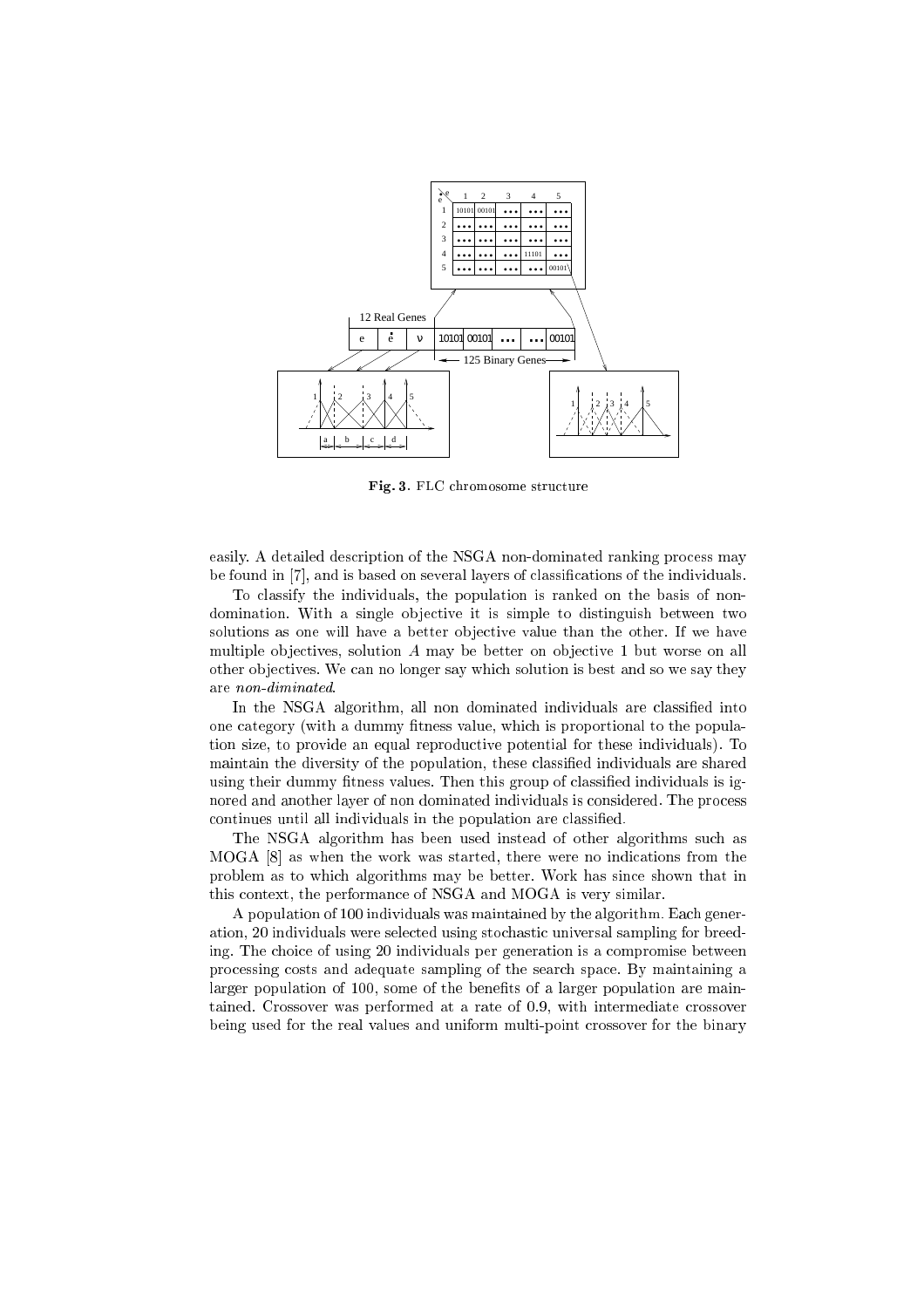Fig. 3. FLC chromosome structure

easily. A detailed description of the NSGA non-dominated ranking process may be found in [7], and is based on several layers of classifications of the individuals.

To classify the individuals, the population is ranked on the basis of non-domination. With a single objective it is simple to distinguish between two solutions as one will have a better objective value than the other. If we have multiple objectives, solution $A$ may be better on objective 1 but worse on all other objectives. We can no longer say which solution is best and so we say they are *non-diminated*.

In the NSGA algorithm, all non dominated individuals are classified into one category (with a dummy fitness value, which is proportional to the population size, to provide an equal reproductive potential for these individuals). To maintain the diversity of the population, these classified individuals are shared using their dummy fitness values. Then this group of classified individuals is ignored and another layer of non dominated individuals is considered. The process continues until all individuals in the population are classified.

The NSGA algorithm has been used instead of other algorithms such as MOGA [8] as when the work was started, there were no indications from the problem as to which algorithms may be better. Work has since shown that in this context, the performance of NSGA and MOGA is very similar.

A population of 100 individuals was maintained by the algorithm. Each generation, 20 individuals were selected using stochastic universal sampling for breeding. The choice of using 20 individuals per generation is a compromise between processing costs and adequate sampling of the search space. By maintaining a larger population of 100, some of the benefits of a larger population are maintained. Crossover was performed at a rate of 0.9, with intermediate crossover being used for the real values and uniform multi-point crossover for the binary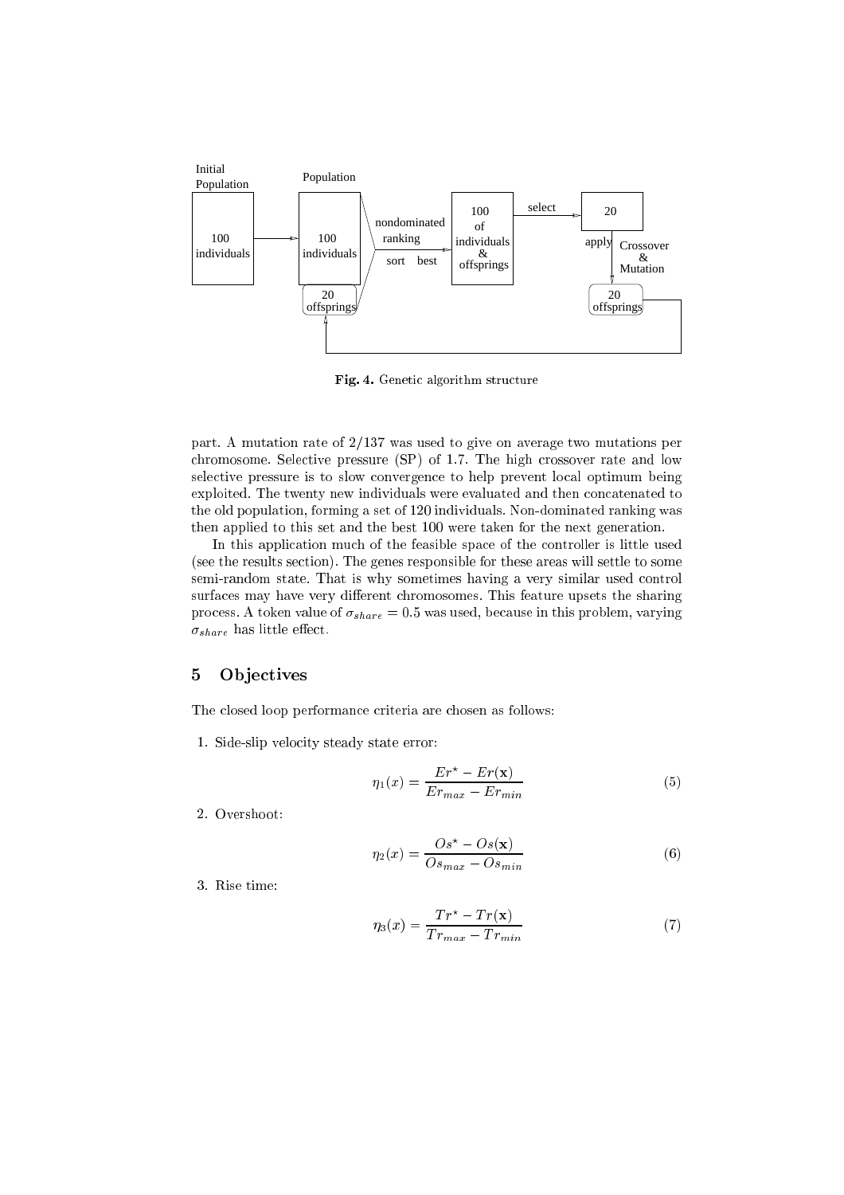**Fig. 4.** Genetic algorithm structure

part. A mutation rate of 2/137 was used to give on average two mutations per chromosome. Selective pressure (SP) of 1.7. The high crossover rate and low selective pressure is to slow convergence to help prevent local optimum being exploited. The twenty new individuals were evaluated and then concatenated to the old population, forming a set of 120 individuals. Non-dominated ranking was then applied to this set and the best 100 were taken for the next generation.

In this application much of the feasible space of the controller is little used (see the results section). The genes responsible for these areas will settle to some semi-random state. That is why sometimes having a very similar used control surfaces may have very different chromosomes. This feature upsets the sharing process. A token value of $\sigma_{share} = 0.5$ was used, because in this problem, varying $\sigma_{share}$ has little effect.

## 5 Objectives

The closed loop performance criteria are chosen as follows:

1. Side-slip velocity steady state error:

$$\eta_1(x) = \frac{Er^\star - Er(\mathbf{x})}{Er_{max} - Er_{min}} \tag{5}$$

2. Overshoot:

$$\eta_2(x) = \frac{Os^\star - Os(\mathbf{x})}{Os_{max} - Os_{min}} \tag{6}$$

3. Rise time:

$$\eta_3(x) = \frac{Tr^\star - Tr(\mathbf{x})}{Tr_{max} - Tr_{min}} \tag{7}$$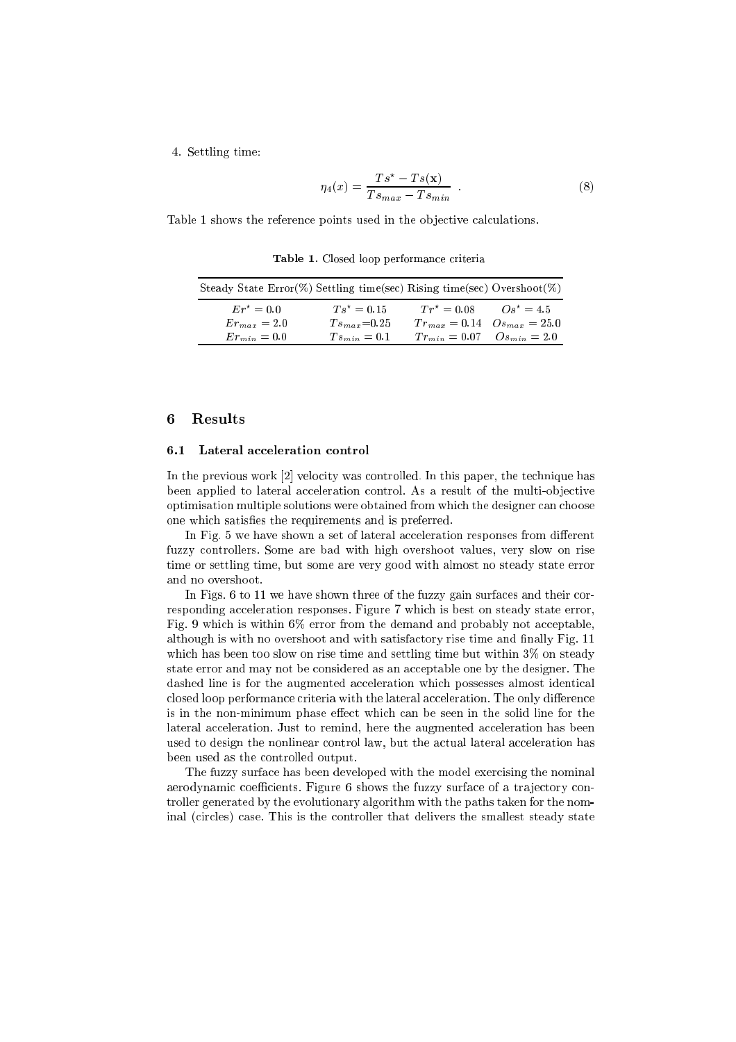4. Settling time:

$$\eta_4(x) = \frac{Ts^\star - Ts(\mathbf{x})}{Ts_{max} - Ts_{min}} \ . \tag{8}$$

Table 1 shows the reference points used in the objective calculations.

**Table 1.** Closed loop performance criteria

| Steady State Error(%) | Settling time(sec) | Rising time(sec) | Overshoot(%) |
|---|---|---|---|
| $Er^\star = 0.0$ | $Ts^\star = 0.15$ | $Tr^\star = 0.08$ | $Os^\star = 4.5$ |
| $Er_{max} = 2.0$ | $Ts_{max}$=0.25 | $Tr_{max} = 0.14$ | $Os_{max} = 25.0$ |
| $Er_{min} = 0.0$ | $Ts_{min} = 0.1$ | $Tr_{min} = 0.07$ | $Os_{min} = 2.0$ |

## 6 Results

### 6.1 Lateral acceleration control

In the previous work [2] velocity was controlled. In this paper, the technique has been applied to lateral acceleration control. As a result of the multi-objective optimisation multiple solutions were obtained from which the designer can choose one which satisfies the requirements and is preferred.

In Fig. 5 we have shown a set of lateral acceleration responses from different fuzzy controllers. Some are bad with high overshoot values, very slow on rise time or settling time, but some are very good with almost no steady state error and no overshoot.

In Figs. 6 to 11 we have shown three of the fuzzy gain surfaces and their corresponding acceleration responses. Figure 7 which is best on steady state error, Fig. 9 which is within 6% error from the demand and probably not acceptable, although is with no overshoot and with satisfactory rise time and finally Fig. 11 which has been too slow on rise time and settling time but within 3% on steady state error and may not be considered as an acceptable one by the designer. The dashed line is for the augmented acceleration which possesses almost identical closed loop performance criteria with the lateral acceleration. The only difference is in the non-minimum phase effect which can be seen in the solid line for the lateral acceleration. Just to remind, here the augmented acceleration has been used to design the nonlinear control law, but the actual lateral acceleration has been used as the controlled output.

The fuzzy surface has been developed with the model exercising the nominal aerodynamic coefficients. Figure 6 shows the fuzzy surface of a trajectory controller generated by the evolutionary algorithm with the paths taken for the nominal (circles) case. This is the controller that delivers the smallest steady state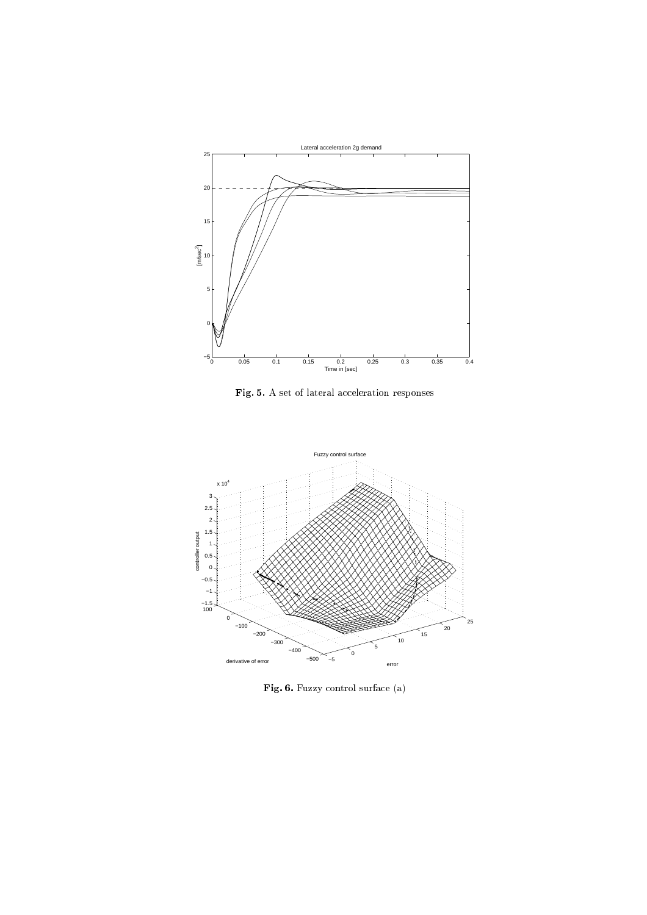**Fig. 5.** A set of lateral acceleration responses

**Fig. 6.** Fuzzy control surface (a)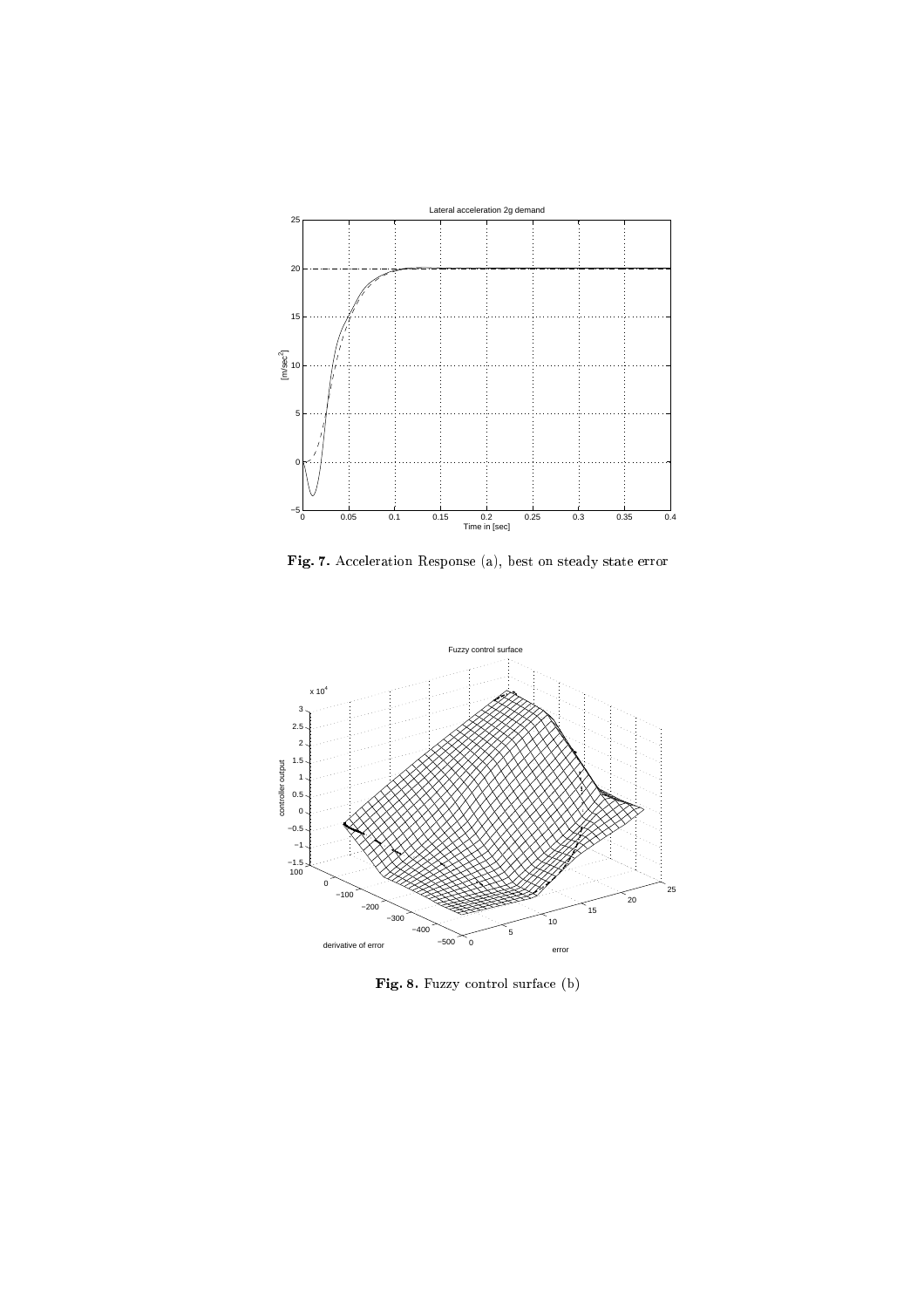**Fig. 7.** Acceleration Response (a), best on steady state error

**Fig. 8.** Fuzzy control surface (b)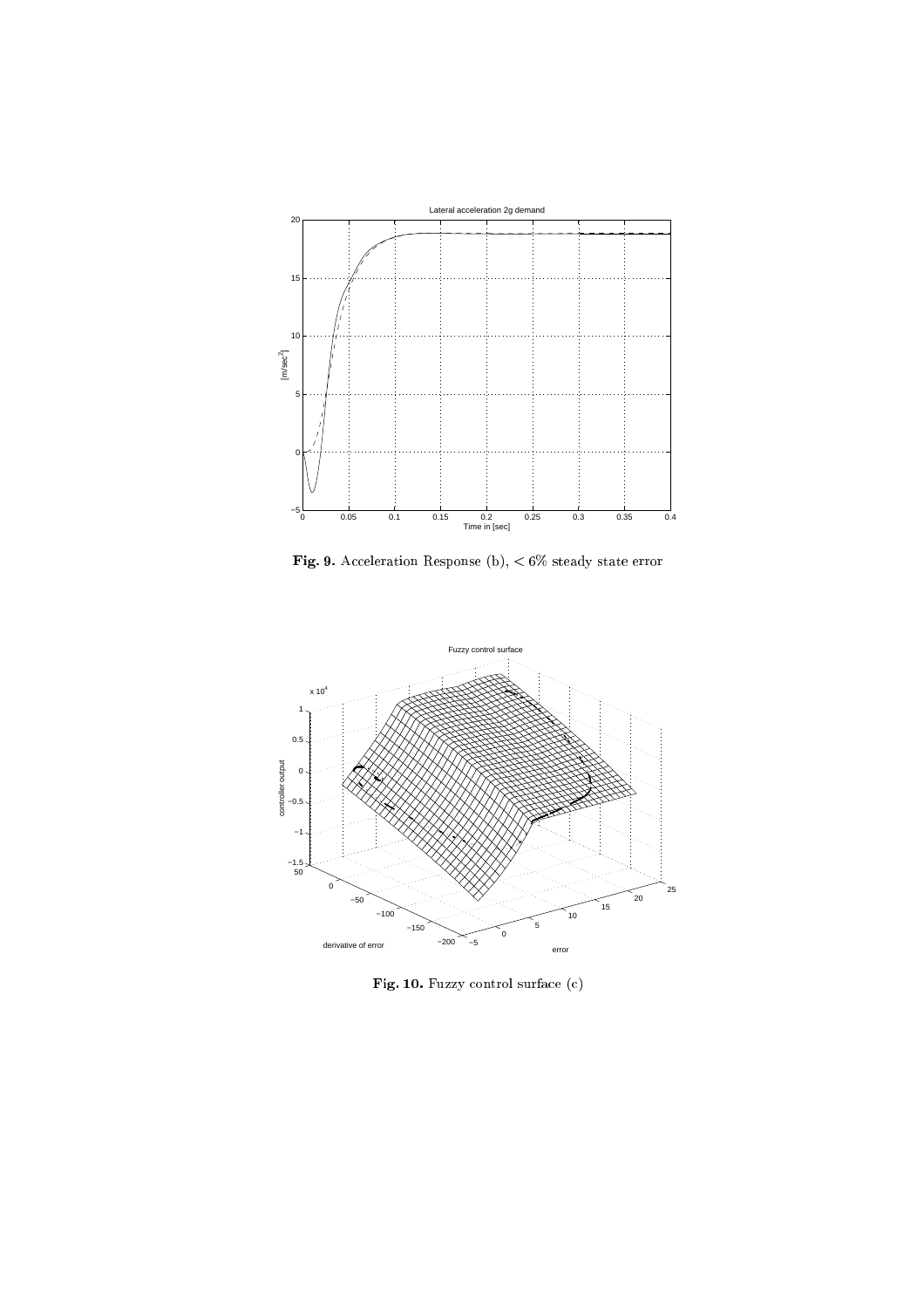**Fig. 9.** Acceleration Response (b), $< 6\%$ steady state error

**Fig. 10.** Fuzzy control surface (c)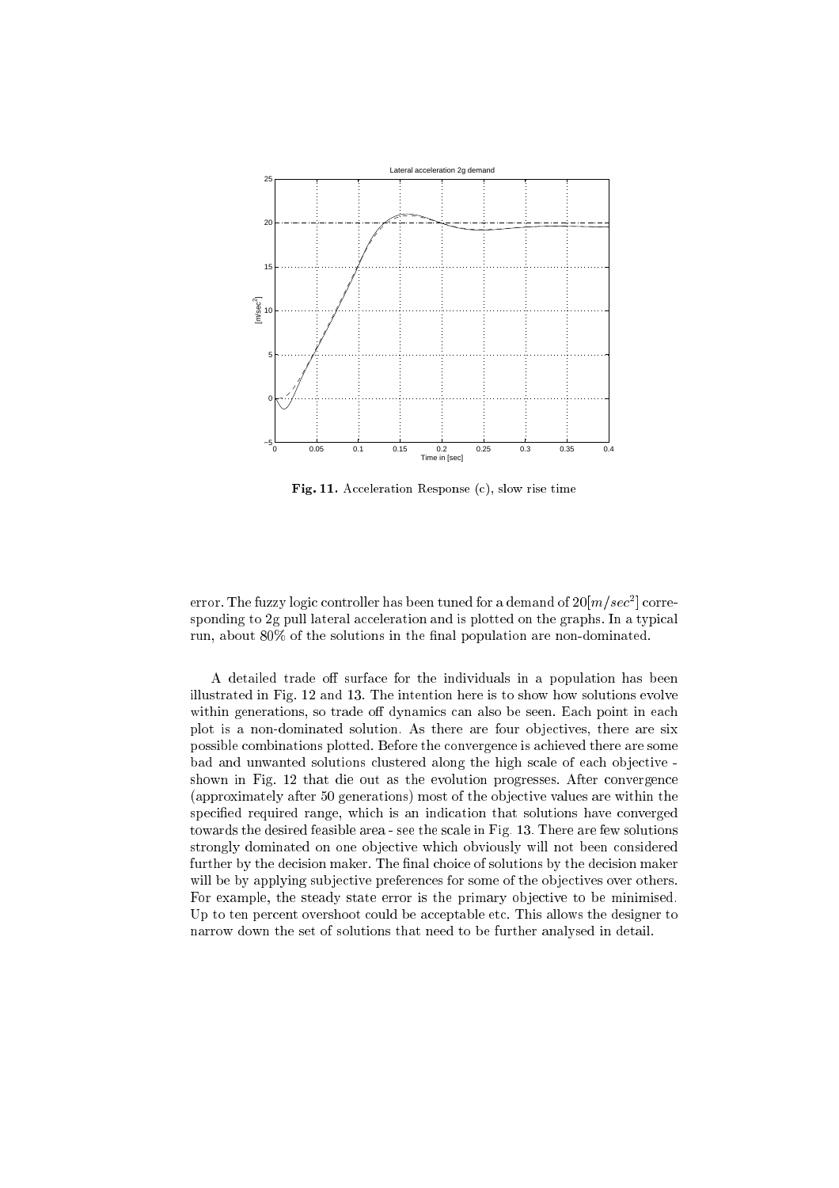**Fig. 11.** Acceleration Response (c), slow rise time

error. The fuzzy logic controller has been tuned for a demand of $20[m/sec^2]$ corresponding to 2g pull lateral acceleration and is plotted on the graphs. In a typical run, about 80% of the solutions in the final population are non-dominated.

A detailed trade off surface for the individuals in a population has been illustrated in Fig. 12 and 13. The intention here is to show how solutions evolve within generations, so trade off dynamics can also be seen. Each point in each plot is a non-dominated solution. As there are four objectives, there are six possible combinations plotted. Before the convergence is achieved there are some bad and unwanted solutions clustered along the high scale of each objective - shown in Fig. 12 that die out as the evolution progresses. After convergence (approximately after 50 generations) most of the objective values are within the specified required range, which is an indication that solutions have converged towards the desired feasible area - see the scale in Fig. 13. There are few solutions strongly dominated on one objective which obviously will not been considered further by the decision maker. The final choice of solutions by the decision maker will be by applying subjective preferences for some of the objectives over others. For example, the steady state error is the primary objective to be minimised. Up to ten percent overshoot could be acceptable etc. This allows the designer to narrow down the set of solutions that need to be further analysed in detail.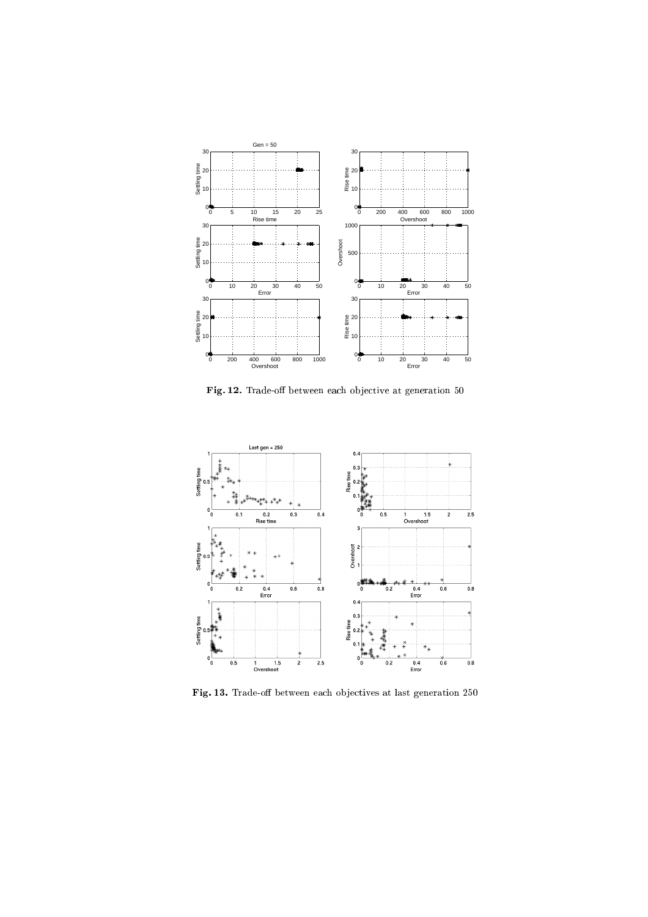**Fig. 12.** Trade-off between each objective at generation 50

**Fig. 13.** Trade-off between each objectives at last generation 250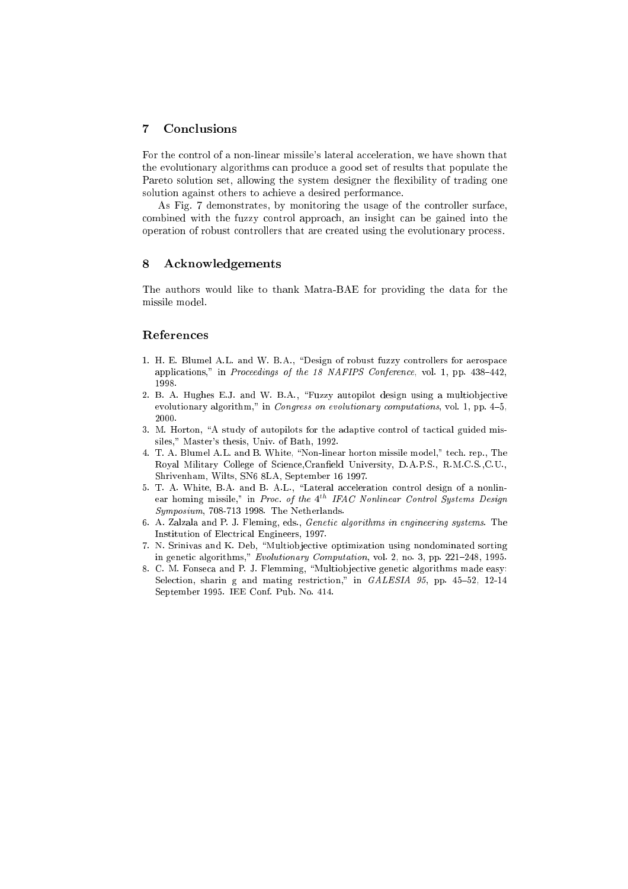## 7 Conclusions

For the control of a non-linear missile's lateral acceleration, we have shown that the evolutionary algorithms can produce a good set of results that populate the Pareto solution set, allowing the system designer the flexibility of trading one solution against others to achieve a desired performance.

As Fig. 7 demonstrates, by monitoring the usage of the controller surface, combined with the fuzzy control approach, an insight can be gained into the operation of robust controllers that are created using the evolutionary process.

## 8 Acknowledgements

The authors would like to thank Matra-BAE for providing the data for the missile model.

## References

1. H. E. Blumel A.L. and W. B.A., "Design of robust fuzzy controllers for aerospace applications," in *Proceedings of the 18 NAFIPS Conference*, vol. 1, pp. 438–442, 1998.
2. B. A. Hughes E.J. and W. B.A., "Fuzzy autopilot design using a multiobjective evolutionary algorithm," in *Congress on evolutionary computations*, vol. 1, pp. 4–5, 2000.
3. M. Horton, "A study of autopilots for the adaptive control of tactical guided missiles," Master's thesis, Univ. of Bath, 1992.
4. T. A. Blumel A.L. and B. White, "Non-linear horton missile model," tech. rep., The Royal Military College of Science,Cranfield University, D.A.P.S., R.M.C.S.,C.U., Shrivenham, Wilts, SN6 8LA, September 16 1997.
5. T. A. White, B.A. and B. A.L., "Lateral acceleration control design of a nonlinear homing missile," in *Proc. of the $4^{th}$ IFAC Nonlinear Control Systems Design Symposium*, 708-713 1998. The Netherlands.
6. A. Zalzala and P. J. Fleming, eds., *Genetic algorithms in engineering systems*. The Institution of Electrical Engineers, 1997.
7. N. Srinivas and K. Deb, "Multiobjective optimization using nondominated sorting in genetic algorithms," *Evolutionary Computation*, vol. 2, no. 3, pp. 221–248, 1995.
8. C. M. Fonseca and P. J. Flemming, "Multiobjective genetic algorithms made easy: Selection, sharin g and mating restriction," in *GALESIA 95*, pp. 45–52, 12-14 September 1995. IEE Conf. Pub. No. 414.